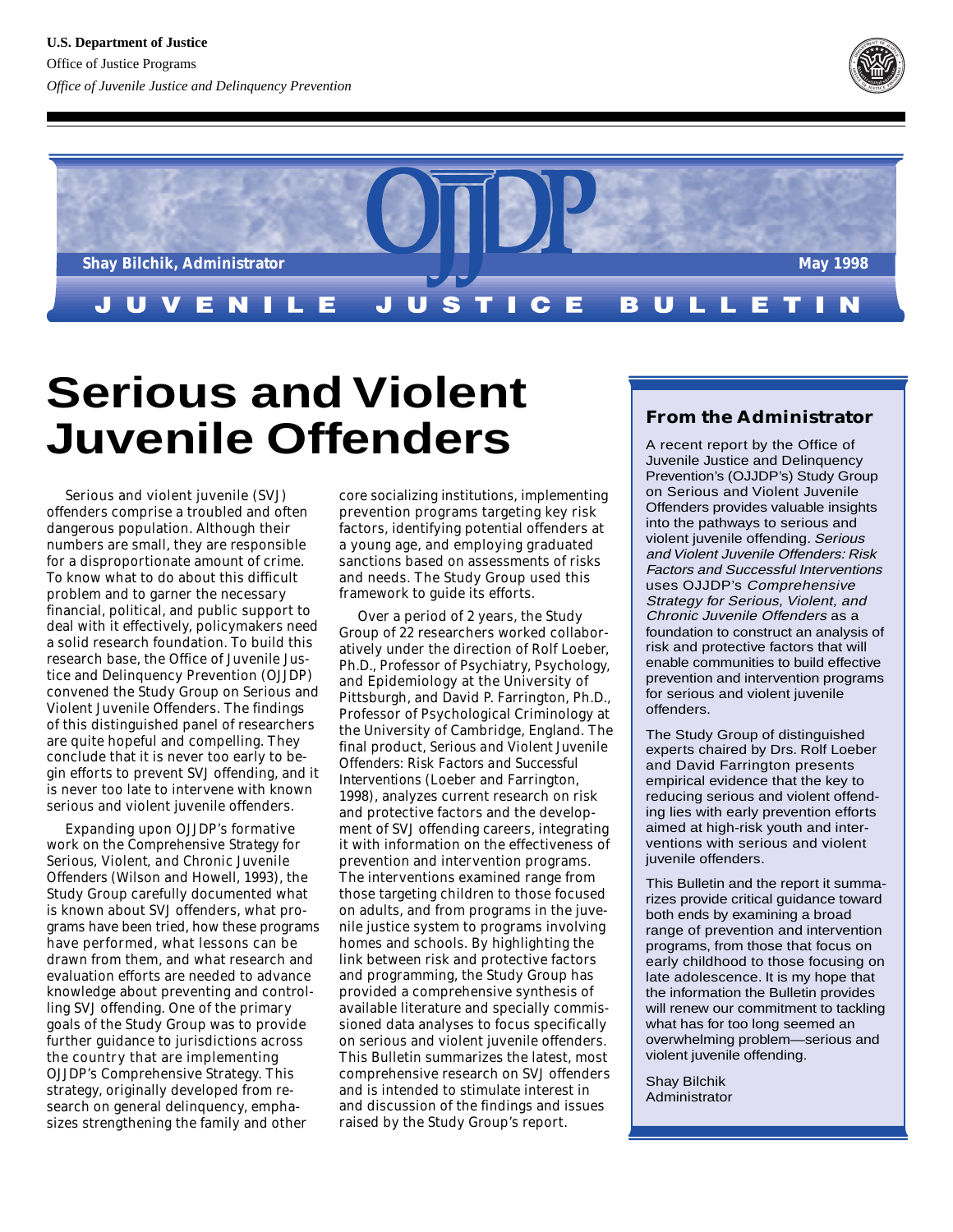U.S. Department of Justice

Office of Justice Programs

*Office of Juvenile Justice and Delinquency Prevention*

**OJJDP**

**Shay Bilchik, Administrator** | **May 1998**

**JUVENILE JUSTICE BULLETIN**

# Serious and Violent Juvenile Offenders

Serious and violent juvenile (SVJ) offenders comprise a troubled and often dangerous population. Although their numbers are small, they are responsible for a disproportionate amount of crime. To know what to do about this difficult problem and to garner the necessary financial, political, and public support to deal with it effectively, policymakers need a solid research foundation. To build this research base, the Office of Juvenile Justice and Delinquency Prevention (OJJDP) convened the Study Group on Serious and Violent Juvenile Offenders. The findings of this distinguished panel of researchers are quite hopeful and compelling. They conclude that it is never too early to begin efforts to prevent SVJ offending, and it is never too late to intervene with known serious and violent juvenile offenders.

Expanding upon OJJDP's formative work on the *Comprehensive Strategy for Serious, Violent, and Chronic Juvenile Offenders* (Wilson and Howell, 1993), the Study Group carefully documented what is known about SVJ offenders, what programs have been tried, how these programs have performed, what lessons can be drawn from them, and what research and evaluation efforts are needed to advance knowledge about preventing and controlling SVJ offending. One of the primary goals of the Study Group was to provide further guidance to jurisdictions across the country that are implementing OJJDP's Comprehensive Strategy. This strategy, originally developed from research on general delinquency, emphasizes strengthening the family and other core socializing institutions, implementing prevention programs targeting key risk factors, identifying potential offenders at a young age, and employing graduated sanctions based on assessments of risks and needs. The Study Group used this framework to guide its efforts.

Over a period of 2 years, the Study Group of 22 researchers worked collaboratively under the direction of Rolf Loeber, Ph.D., Professor of Psychiatry, Psychology, and Epidemiology at the University of Pittsburgh, and David P. Farrington, Ph.D., Professor of Psychological Criminology at the University of Cambridge, England. The final product, *Serious and Violent Juvenile Offenders: Risk Factors and Successful Interventions* (Loeber and Farrington, 1998), analyzes current research on risk and protective factors and the development of SVJ offending careers, integrating it with information on the effectiveness of prevention and intervention programs. The interventions examined range from those targeting children to those focused on adults, and from programs in the juvenile justice system to programs involving homes and schools. By highlighting the link between risk and protective factors and programming, the Study Group has provided a comprehensive synthesis of available literature and specially commissioned data analyses to focus specifically on serious and violent juvenile offenders. This Bulletin summarizes the latest, most comprehensive research on SVJ offenders and is intended to stimulate interest in and discussion of the findings and issues raised by the Study Group's report.

## From the Administrator

A recent report by the Office of Juvenile Justice and Delinquency Prevention's (OJJDP's) Study Group on Serious and Violent Juvenile Offenders provides valuable insights into the pathways to serious and violent juvenile offending. *Serious and Violent Juvenile Offenders: Risk Factors and Successful Interventions* uses OJJDP's *Comprehensive Strategy for Serious, Violent, and Chronic Juvenile Offenders* as a foundation to construct an analysis of risk and protective factors that will enable communities to build effective prevention and intervention programs for serious and violent juvenile offenders.

The Study Group of distinguished experts chaired by Drs. Rolf Loeber and David Farrington presents empirical evidence that the key to reducing serious and violent offending lies with early prevention efforts aimed at high-risk youth and interventions with serious and violent juvenile offenders.

This Bulletin and the report it summarizes provide critical guidance toward both ends by examining a broad range of prevention and intervention programs, from those that focus on early childhood to those focusing on late adolescence. It is my hope that the information the Bulletin provides will renew our commitment to tackling what has for too long seemed an overwhelming problem—serious and violent juvenile offending.

Shay Bilchik
Administrator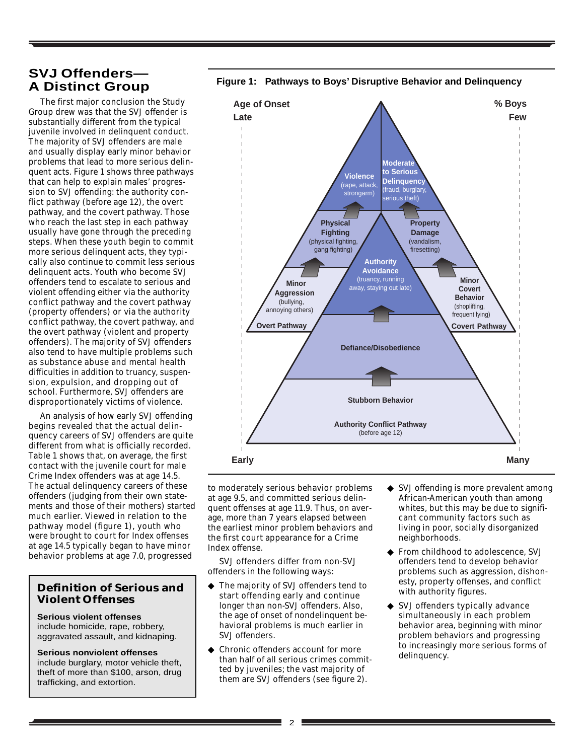## SVJ Offenders—A Distinct Group

The first major conclusion the Study Group drew was that the SVJ offender is substantially different from the typical juvenile involved in delinquent conduct. The majority of SVJ offenders are male and usually display early minor behavior problems that lead to more serious delinquent acts. Figure 1 shows three pathways that can help to explain males' progression to SVJ offending: the authority conflict pathway (before age 12), the overt pathway, and the covert pathway. Those who reach the last step in each pathway usually have gone through the preceding steps. When these youth begin to commit more serious delinquent acts, they typically also continue to commit less serious delinquent acts. Youth who become SVJ offenders tend to escalate to serious and violent offending either via the authority conflict pathway and the covert pathway (property offenders) or via the authority conflict pathway, the covert pathway, and the overt pathway (violent and property offenders). The majority of SVJ offenders also tend to have multiple problems such as substance abuse and mental health difficulties in addition to truancy, suspension, expulsion, and dropping out of school. Furthermore, SVJ offenders are disproportionately victims of violence.

An analysis of how early SVJ offending begins revealed that the actual delinquency careers of SVJ offenders are quite different from what is officially recorded. Table 1 shows that, on average, the first contact with the juvenile court for male Crime Index offenders was at age 14.5. The actual delinquency careers of these offenders (judging from their own statements and those of their mothers) started much earlier. Viewed in relation to the pathway model (figure 1), youth who were brought to court for Index offenses at age 14.5 typically began to have minor behavior problems at age 7.0, progressed to moderately serious behavior problems at age 9.5, and committed serious delinquent offenses at age 11.9. Thus, on average, more than 7 years elapsed between the earliest minor problem behaviors and the first court appearance for a Crime Index offense.

SVJ offenders differ from non-SVJ offenders in the following ways:

- The majority of SVJ offenders tend to start offending early and continue longer than non-SVJ offenders. Also, the age of onset of nondelinquent behavioral problems is much earlier in SVJ offenders.
- Chronic offenders account for more than half of all serious crimes committed by juveniles; the vast majority of them are SVJ offenders (see figure 2).
- SVJ offending is more prevalent among African-American youth than among whites, but this may be due to significant community factors such as living in poor, socially disorganized neighborhoods.
- From childhood to adolescence, SVJ offenders tend to develop behavior problems such as aggression, dishonesty, property offenses, and conflict with authority figures.
- SVJ offenders typically advance simultaneously in each problem behavior area, beginning with minor problem behaviors and progressing to increasingly more serious forms of delinquency.

**Figure 1: Pathways to Boys' Disruptive Behavior and Delinquency**

Age of Onset: Late (top) to Early (bottom). % Boys: Few (top) to Many (bottom).

- **Authority Conflict Pathway** (before age 12): Stubborn Behavior → Defiance/Disobedience → Authority Avoidance (truancy, running away, staying out late)
- **Overt Pathway**: Minor Aggression (bullying, annoying others) → Physical Fighting (physical fighting, gang fighting) → Violence (rape, attack, strongarm)
- **Covert Pathway**: Minor Covert Behavior (shoplifting, frequent lying) → Property Damage (vandalism, firesetting) → Moderate to Serious Delinquency (fraud, burglary, serious theft)

### Definition of Serious and Violent Offenses

**Serious violent offenses** include homicide, rape, robbery, aggravated assault, and kidnaping.

**Serious nonviolent offenses** include burglary, motor vehicle theft, theft of more than $100, arson, drug trafficking, and extortion.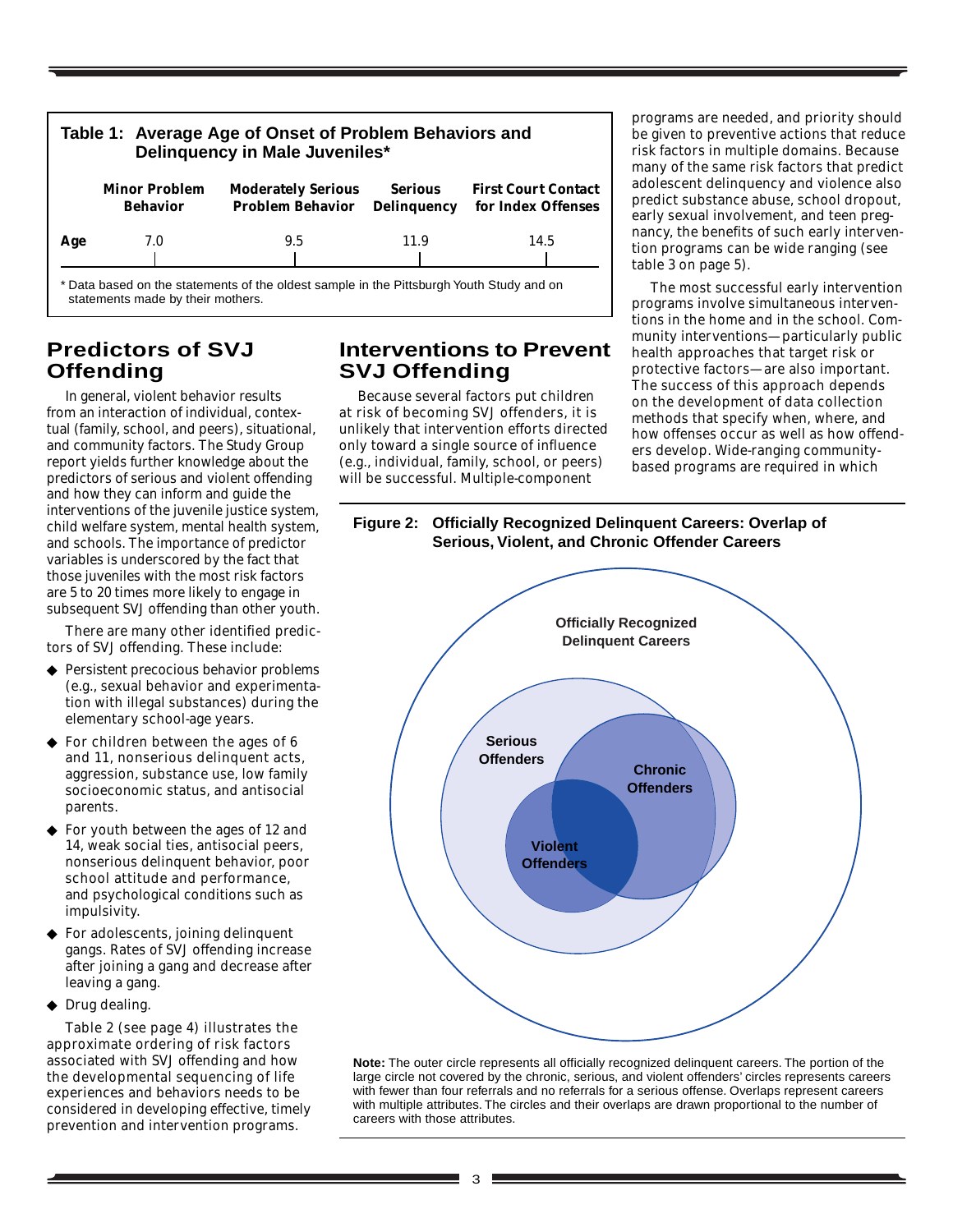**Table 1: Average Age of Onset of Problem Behaviors and Delinquency in Male Juveniles***

| | Minor Problem Behavior | Moderately Serious Problem Behavior | Serious Delinquency | First Court Contact for Index Offenses |
|---|---|---|---|---|
| **Age** | 7.0 | 9.5 | 11.9 | 14.5 |

\* Data based on the statements of the oldest sample in the Pittsburgh Youth Study and on statements made by their mothers.

## Predictors of SVJ Offending

In general, violent behavior results from an interaction of individual, contextual (family, school, and peers), situational, and community factors. The Study Group report yields further knowledge about the predictors of serious and violent offending and how they can inform and guide the interventions of the juvenile justice system, child welfare system, mental health system, and schools. The importance of predictor variables is underscored by the fact that those juveniles with the most risk factors are 5 to 20 times more likely to engage in subsequent SVJ offending than other youth.

There are many other identified predictors of SVJ offending. These include:

- Persistent precocious behavior problems (e.g., sexual behavior and experimentation with illegal substances) during the elementary school-age years.
- For children between the ages of 6 and 11, nonserious delinquent acts, aggression, substance use, low family socioeconomic status, and antisocial parents.
- For youth between the ages of 12 and 14, weak social ties, antisocial peers, nonserious delinquent behavior, poor school attitude and performance, and psychological conditions such as impulsivity.
- For adolescents, joining delinquent gangs. Rates of SVJ offending increase after joining a gang and decrease after leaving a gang.
- Drug dealing.

Table 2 (see page 4) illustrates the approximate ordering of risk factors associated with SVJ offending and how the developmental sequencing of life experiences and behaviors needs to be considered in developing effective, timely prevention and intervention programs.

## Interventions to Prevent SVJ Offending

Because several factors put children at risk of becoming SVJ offenders, it is unlikely that intervention efforts directed only toward a single source of influence (e.g., individual, family, school, or peers) will be successful. Multiple-component programs are needed, and priority should be given to preventive actions that reduce risk factors in multiple domains. Because many of the same risk factors that predict adolescent delinquency and violence also predict substance abuse, school dropout, early sexual involvement, and teen pregnancy, the benefits of such early intervention programs can be wide ranging (see table 3 on page 5).

The most successful early intervention programs involve simultaneous interventions in the home and in the school. Community interventions—particularly public health approaches that target risk or protective factors—are also important. The success of this approach depends on the development of data collection methods that specify when, where, and how offenses occur as well as how offenders develop. Wide-ranging community-based programs are required in which

**Figure 2: Officially Recognized Delinquent Careers: Overlap of Serious, Violent, and Chronic Offender Careers**

**Note:** The outer circle represents all officially recognized delinquent careers. The portion of the large circle not covered by the chronic, serious, and violent offenders' circles represents careers with fewer than four referrals and no referrals for a serious offense. Overlaps represent careers with multiple attributes. The circles and their overlaps are drawn proportional to the number of careers with those attributes.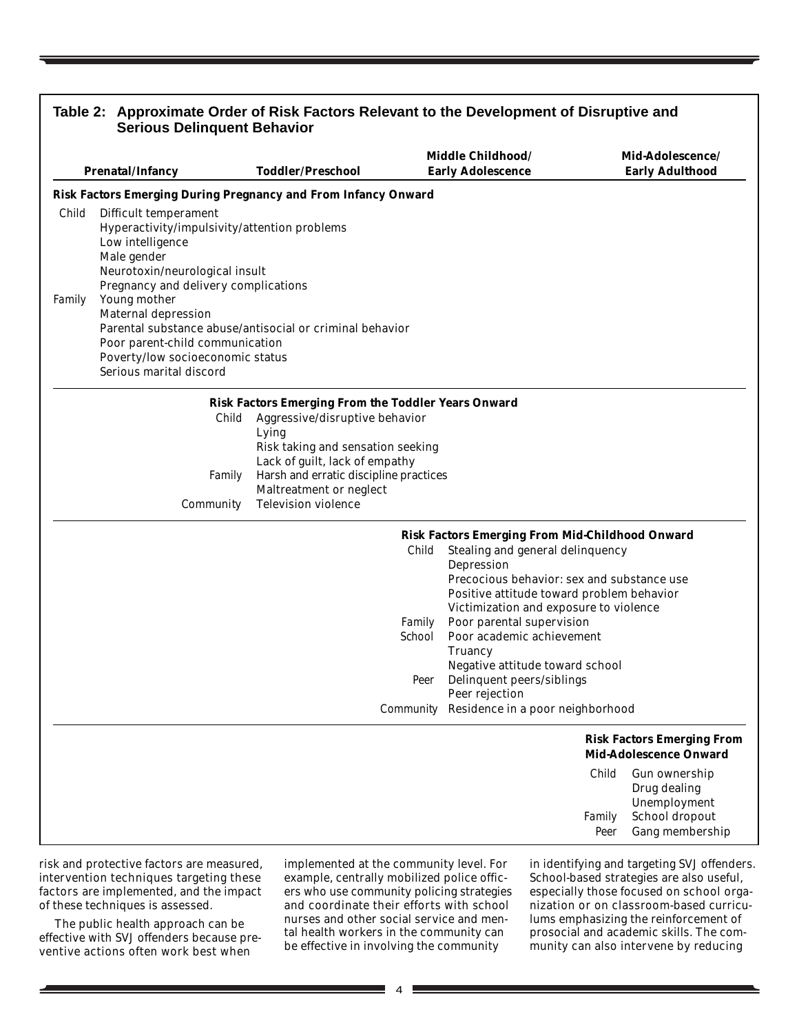**Table 2: Approximate Order of Risk Factors Relevant to the Development of Disruptive and Serious Delinquent Behavior**

| Prenatal/Infancy | Toddler/Preschool | Middle Childhood/ Early Adolescence | Mid-Adolescence/ Early Adulthood |
|---|---|---|---|
| **Risk Factors Emerging During Pregnancy and From Infancy Onward** | | | |
| Child: Difficult temperament; Hyperactivity/impulsivity/attention problems; Low intelligence; Male gender; Neurotoxin/neurological insult; Pregnancy and delivery complications | | | |
| Family: Young mother; Maternal depression; Parental substance abuse/antisocial or criminal behavior; Poor parent-child communication; Poverty/low socioeconomic status; Serious marital discord | | | |
| | **Risk Factors Emerging From the Toddler Years Onward** | | |
| | Child: Aggressive/disruptive behavior; Lying; Risk taking and sensation seeking; Lack of guilt, lack of empathy | | |
| | Family: Harsh and erratic discipline practices; Maltreatment or neglect | | |
| | Community: Television violence | | |
| | | **Risk Factors Emerging From Mid-Childhood Onward** | |
| | | Child: Stealing and general delinquency; Depression; Precocious behavior: sex and substance use; Positive attitude toward problem behavior; Victimization and exposure to violence | |
| | | Family: Poor parental supervision | |
| | | School: Poor academic achievement; Truancy; Negative attitude toward school | |
| | | Peer: Delinquent peers/siblings; Peer rejection | |
| | | Community: Residence in a poor neighborhood | |
| | | | **Risk Factors Emerging From Mid-Adolescence Onward** |
| | | | Child: Gun ownership; Drug dealing; Unemployment |
| | | | Family: School dropout |
| | | | Peer: Gang membership |

risk and protective factors are measured, intervention techniques targeting these factors are implemented, and the impact of these techniques is assessed.

The public health approach can be effective with SVJ offenders because preventive actions often work best when implemented at the community level. For example, centrally mobilized police officers who use community policing strategies and coordinate their efforts with school nurses and other social service and mental health workers in the community can be effective in involving the community in identifying and targeting SVJ offenders. School-based strategies are also useful, especially those focused on school organization or on classroom-based curriculums emphasizing the reinforcement of prosocial and academic skills. The community can also intervene by reducing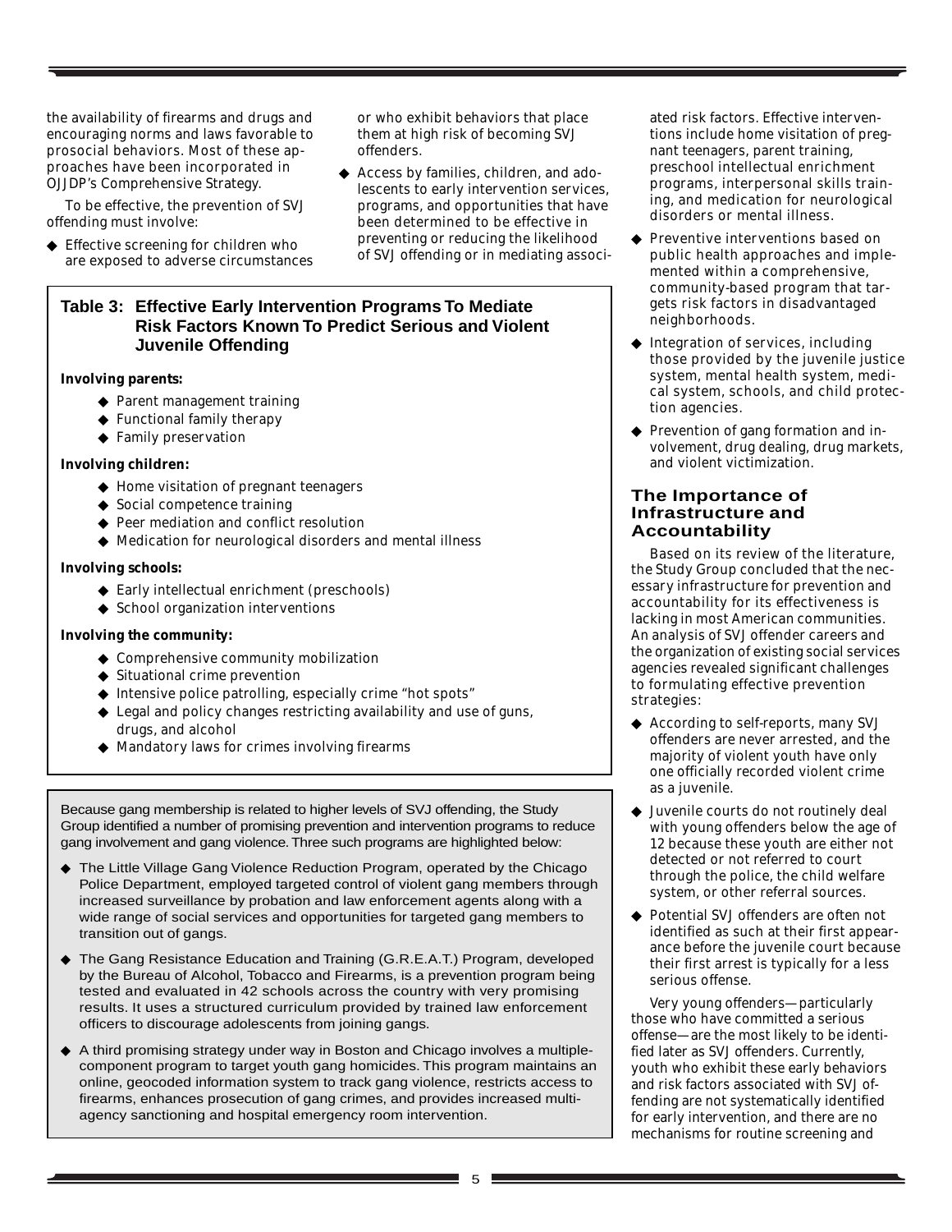the availability of firearms and drugs and encouraging norms and laws favorable to prosocial behaviors. Most of these approaches have been incorporated in OJJDP's Comprehensive Strategy.

To be effective, the prevention of SVJ offending must involve:

- ◆ Effective screening for children who are exposed to adverse circumstances or who exhibit behaviors that place them at high risk of becoming SVJ offenders.
- ◆ Access by families, children, and adolescents to early intervention services, programs, and opportunities that have been determined to be effective in preventing or reducing the likelihood of SVJ offending or in mediating associated risk factors. Effective interventions include home visitation of pregnant teenagers, parent training, preschool intellectual enrichment programs, interpersonal skills training, and medication for neurological disorders or mental illness.
- ◆ Preventive interventions based on public health approaches and implemented within a comprehensive, community-based program that targets risk factors in disadvantaged neighborhoods.
- ◆ Integration of services, including those provided by the juvenile justice system, mental health system, medical system, schools, and child protection agencies.
- ◆ Prevention of gang formation and involvement, drug dealing, drug markets, and violent victimization.

**Table 3: Effective Early Intervention Programs To Mediate Risk Factors Known To Predict Serious and Violent Juvenile Offending**

**Involving parents:**

- ◆ Parent management training
- ◆ Functional family therapy
- ◆ Family preservation

**Involving children:**

- ◆ Home visitation of pregnant teenagers
- ◆ Social competence training
- ◆ Peer mediation and conflict resolution
- ◆ Medication for neurological disorders and mental illness

**Involving schools:**

- ◆ Early intellectual enrichment (preschools)
- ◆ School organization interventions

**Involving the community:**

- ◆ Comprehensive community mobilization
- ◆ Situational crime prevention
- ◆ Intensive police patrolling, especially crime "hot spots"
- ◆ Legal and policy changes restricting availability and use of guns, drugs, and alcohol
- ◆ Mandatory laws for crimes involving firearms

Because gang membership is related to higher levels of SVJ offending, the Study Group identified a number of promising prevention and intervention programs to reduce gang involvement and gang violence. Three such programs are highlighted below:

- ◆ The Little Village Gang Violence Reduction Program, operated by the Chicago Police Department, employed targeted control of violent gang members through increased surveillance by probation and law enforcement agents along with a wide range of social services and opportunities for targeted gang members to transition out of gangs.
- ◆ The Gang Resistance Education and Training (G.R.E.A.T.) Program, developed by the Bureau of Alcohol, Tobacco and Firearms, is a prevention program being tested and evaluated in 42 schools across the country with very promising results. It uses a structured curriculum provided by trained law enforcement officers to discourage adolescents from joining gangs.
- ◆ A third promising strategy under way in Boston and Chicago involves a multiple-component program to target youth gang homicides. This program maintains an online, geocoded information system to track gang violence, restricts access to firearms, enhances prosecution of gang crimes, and provides increased multiagency sanctioning and hospital emergency room intervention.

## The Importance of Infrastructure and Accountability

Based on its review of the literature, the Study Group concluded that the necessary infrastructure for prevention and accountability for its effectiveness is lacking in most American communities. An analysis of SVJ offender careers and the organization of existing social services agencies revealed significant challenges to formulating effective prevention strategies:

- ◆ According to self-reports, many SVJ offenders are never arrested, and the majority of violent youth have only one officially recorded violent crime as a juvenile.
- ◆ Juvenile courts do not routinely deal with young offenders below the age of 12 because these youth are either not detected or not referred to court through the police, the child welfare system, or other referral sources.
- ◆ Potential SVJ offenders are often not identified as such at their first appearance before the juvenile court because their first arrest is typically for a less serious offense.

Very young offenders—particularly those who have committed a serious offense—are the most likely to be identified later as SVJ offenders. Currently, youth who exhibit these early behaviors and risk factors associated with SVJ offending are not systematically identified for early intervention, and there are no mechanisms for routine screening and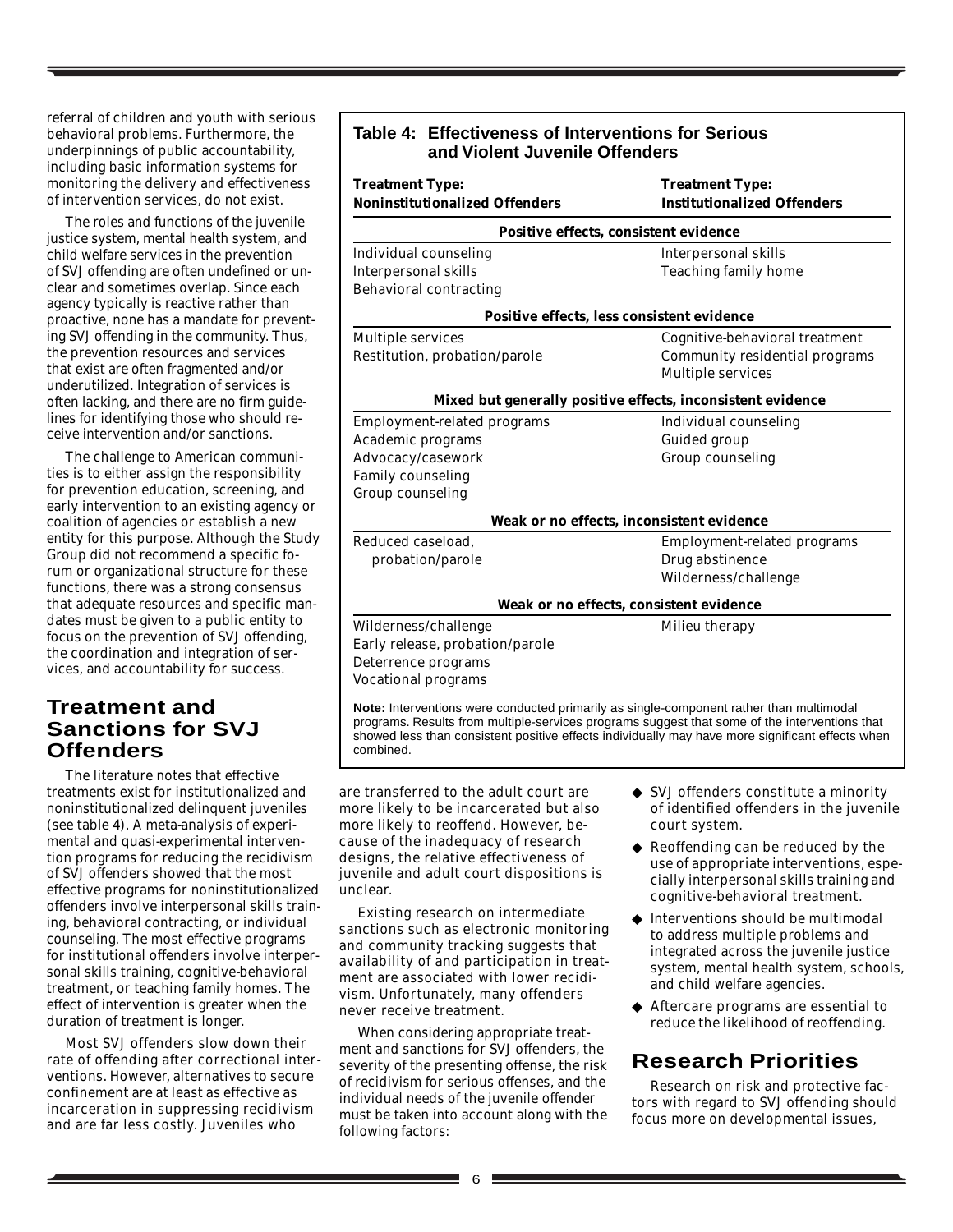referral of children and youth with serious behavioral problems. Furthermore, the underpinnings of public accountability, including basic information systems for monitoring the delivery and effectiveness of intervention services, do not exist.

The roles and functions of the juvenile justice system, mental health system, and child welfare services in the prevention of SVJ offending are often undefined or unclear and sometimes overlap. Since each agency typically is reactive rather than proactive, none has a mandate for preventing SVJ offending in the community. Thus, the prevention resources and services that exist are often fragmented and/or underutilized. Integration of services is often lacking, and there are no firm guidelines for identifying those who should receive intervention and/or sanctions.

The challenge to American communities is to either assign the responsibility for prevention education, screening, and early intervention to an existing agency or coalition of agencies or establish a new entity for this purpose. Although the Study Group did not recommend a specific forum or organizational structure for these functions, there was a strong consensus that adequate resources and specific mandates must be given to a public entity to focus on the prevention of SVJ offending, the coordination and integration of services, and accountability for success.

**Table 4: Effectiveness of Interventions for Serious and Violent Juvenile Offenders**

| Treatment Type: Noninstitutionalized Offenders | Treatment Type: Institutionalized Offenders |
|---|---|
| ***Positive effects, consistent evidence*** | |
| Individual counseling | Interpersonal skills |
| Interpersonal skills | Teaching family home |
| Behavioral contracting | |
| ***Positive effects, less consistent evidence*** | |
| Multiple services | Cognitive-behavioral treatment |
| Restitution, probation/parole | Community residential programs |
| | Multiple services |
| ***Mixed but generally positive effects, inconsistent evidence*** | |
| Employment-related programs | Individual counseling |
| Academic programs | Guided group |
| Advocacy/casework | Group counseling |
| Family counseling | |
| Group counseling | |
| ***Weak or no effects, inconsistent evidence*** | |
| Reduced caseload, probation/parole | Employment-related programs |
| | Drug abstinence |
| | Wilderness/challenge |
| ***Weak or no effects, consistent evidence*** | |
| Wilderness/challenge | Milieu therapy |
| Early release, probation/parole | |
| Deterrence programs | |
| Vocational programs | |

**Note:** Interventions were conducted primarily as single-component rather than multimodal programs. Results from multiple-services programs suggest that some of the interventions that showed less than consistent positive effects individually may have more significant effects when combined.

## Treatment and Sanctions for SVJ Offenders

The literature notes that effective treatments exist for institutionalized and noninstitutionalized delinquent juveniles (see table 4). A meta-analysis of experimental and quasi-experimental intervention programs for reducing the recidivism of SVJ offenders showed that the most effective programs for noninstitutionalized offenders involve interpersonal skills training, behavioral contracting, or individual counseling. The most effective programs for institutional offenders involve interpersonal skills training, cognitive-behavioral treatment, or teaching family homes. The effect of intervention is greater when the duration of treatment is longer.

Most SVJ offenders slow down their rate of offending after correctional interventions. However, alternatives to secure confinement are at least as effective as incarceration in suppressing recidivism and are far less costly. Juveniles who are transferred to the adult court are more likely to be incarcerated but also more likely to reoffend. However, because of the inadequacy of research designs, the relative effectiveness of juvenile and adult court dispositions is unclear.

Existing research on intermediate sanctions such as electronic monitoring and community tracking suggests that availability of and participation in treatment are associated with lower recidivism. Unfortunately, many offenders never receive treatment.

When considering appropriate treatment and sanctions for SVJ offenders, the severity of the presenting offense, the risk of recidivism for serious offenses, and the individual needs of the juvenile offender must be taken into account along with the following factors:

- SVJ offenders constitute a minority of identified offenders in the juvenile court system.
- Reoffending can be reduced by the use of appropriate interventions, especially interpersonal skills training and cognitive-behavioral treatment.
- Interventions should be multimodal to address multiple problems and integrated across the juvenile justice system, mental health system, schools, and child welfare agencies.
- Aftercare programs are essential to reduce the likelihood of reoffending.

## Research Priorities

Research on risk and protective factors with regard to SVJ offending should focus more on developmental issues,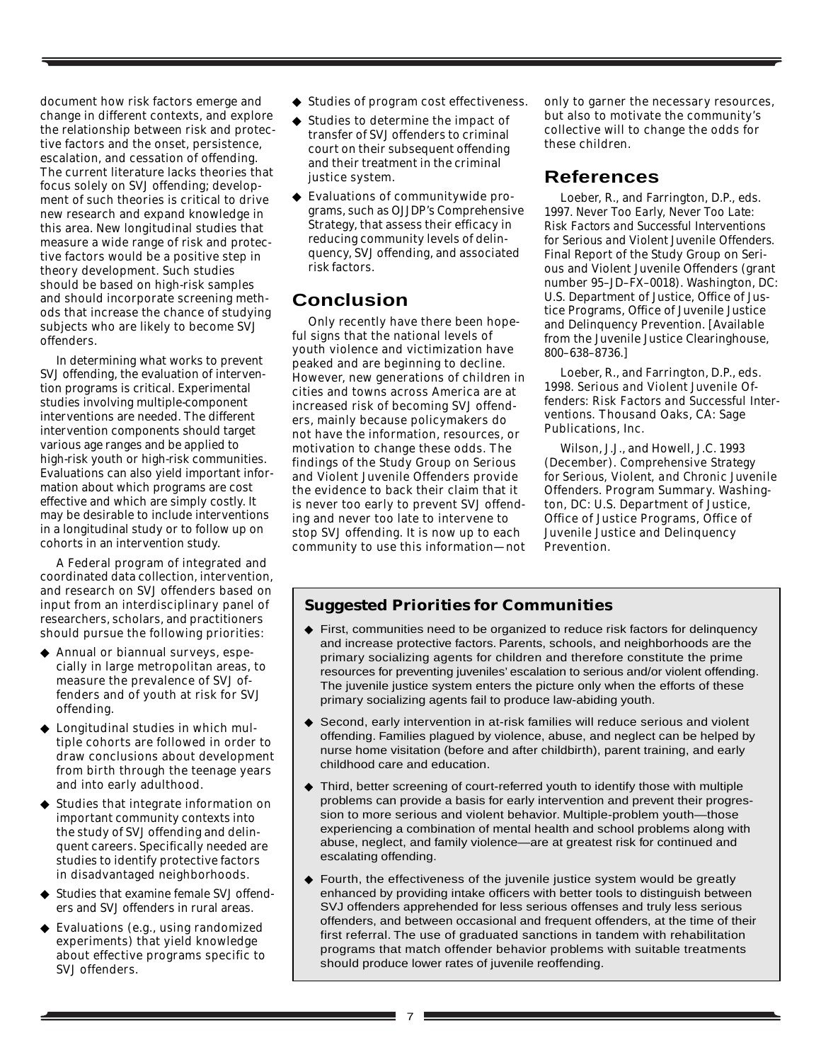document how risk factors emerge and change in different contexts, and explore the relationship between risk and protective factors and the onset, persistence, escalation, and cessation of offending. The current literature lacks theories that focus solely on SVJ offending; development of such theories is critical to drive new research and expand knowledge in this area. New longitudinal studies that measure a wide range of risk and protective factors would be a positive step in theory development. Such studies should be based on high-risk samples and should incorporate screening methods that increase the chance of studying subjects who are likely to become SVJ offenders.

In determining what works to prevent SVJ offending, the evaluation of intervention programs is critical. Experimental studies involving multiple-component interventions are needed. The different intervention components should target various age ranges and be applied to high-risk youth or high-risk communities. Evaluations can also yield important information about which programs are cost effective and which are simply costly. It may be desirable to include interventions in a longitudinal study or to follow up on cohorts in an intervention study.

A Federal program of integrated and coordinated data collection, intervention, and research on SVJ offenders based on input from an interdisciplinary panel of researchers, scholars, and practitioners should pursue the following priorities:

- Annual or biannual surveys, especially in large metropolitan areas, to measure the prevalence of SVJ offenders and of youth at risk for SVJ offending.
- Longitudinal studies in which multiple cohorts are followed in order to draw conclusions about development from birth through the teenage years and into early adulthood.
- Studies that integrate information on important community contexts into the study of SVJ offending and delinquent careers. Specifically needed are studies to identify protective factors in disadvantaged neighborhoods.
- Studies that examine female SVJ offenders and SVJ offenders in rural areas.
- Evaluations (e.g., using randomized experiments) that yield knowledge about effective programs specific to SVJ offenders.
- Studies of program cost effectiveness.
- Studies to determine the impact of transfer of SVJ offenders to criminal court on their subsequent offending and their treatment in the criminal justice system.
- Evaluations of communitywide programs, such as OJJDP's Comprehensive Strategy, that assess their efficacy in reducing community levels of delinquency, SVJ offending, and associated risk factors.

## Conclusion

Only recently have there been hopeful signs that the national levels of youth violence and victimization have peaked and are beginning to decline. However, new generations of children in cities and towns across America are at increased risk of becoming SVJ offenders, mainly because policymakers do not have the information, resources, or motivation to change these odds. The findings of the Study Group on Serious and Violent Juvenile Offenders provide the evidence to back their claim that it is never too early to prevent SVJ offending and never too late to intervene to stop SVJ offending. It is now up to each community to use this information—not only to garner the necessary resources, but also to motivate the community's collective will to change the odds for these children.

## References

Loeber, R., and Farrington, D.P., eds. 1997. *Never Too Early, Never Too Late: Risk Factors and Successful Interventions for Serious and Violent Juvenile Offenders.* Final Report of the Study Group on Serious and Violent Juvenile Offenders (grant number 95–JD–FX–0018). Washington, DC: U.S. Department of Justice, Office of Justice Programs, Office of Juvenile Justice and Delinquency Prevention. [Available from the Juvenile Justice Clearinghouse, 800–638–8736.]

Loeber, R., and Farrington, D.P., eds. 1998. *Serious and Violent Juvenile Offenders: Risk Factors and Successful Interventions.* Thousand Oaks, CA: Sage Publications, Inc.

Wilson, J.J., and Howell, J.C. 1993 (December). *Comprehensive Strategy for Serious, Violent, and Chronic Juvenile Offenders.* Program Summary. Washington, DC: U.S. Department of Justice, Office of Justice Programs, Office of Juvenile Justice and Delinquency Prevention.

### Suggested Priorities for Communities

- First, communities need to be organized to reduce risk factors for delinquency and increase protective factors. Parents, schools, and neighborhoods are the primary socializing agents for children and therefore constitute the prime resources for preventing juveniles' escalation to serious and/or violent offending. The juvenile justice system enters the picture only when the efforts of these primary socializing agents fail to produce law-abiding youth.
- Second, early intervention in at-risk families will reduce serious and violent offending. Families plagued by violence, abuse, and neglect can be helped by nurse home visitation (before and after childbirth), parent training, and early childhood care and education.
- Third, better screening of court-referred youth to identify those with multiple problems can provide a basis for early intervention and prevent their progression to more serious and violent behavior. Multiple-problem youth—those experiencing a combination of mental health and school problems along with abuse, neglect, and family violence—are at greatest risk for continued and escalating offending.
- Fourth, the effectiveness of the juvenile justice system would be greatly enhanced by providing intake officers with better tools to distinguish between SVJ offenders apprehended for less serious offenses and truly less serious offenders, and between occasional and frequent offenders, at the time of their first referral. The use of graduated sanctions in tandem with rehabilitation programs that match offender behavior problems with suitable treatments should produce lower rates of juvenile reoffending.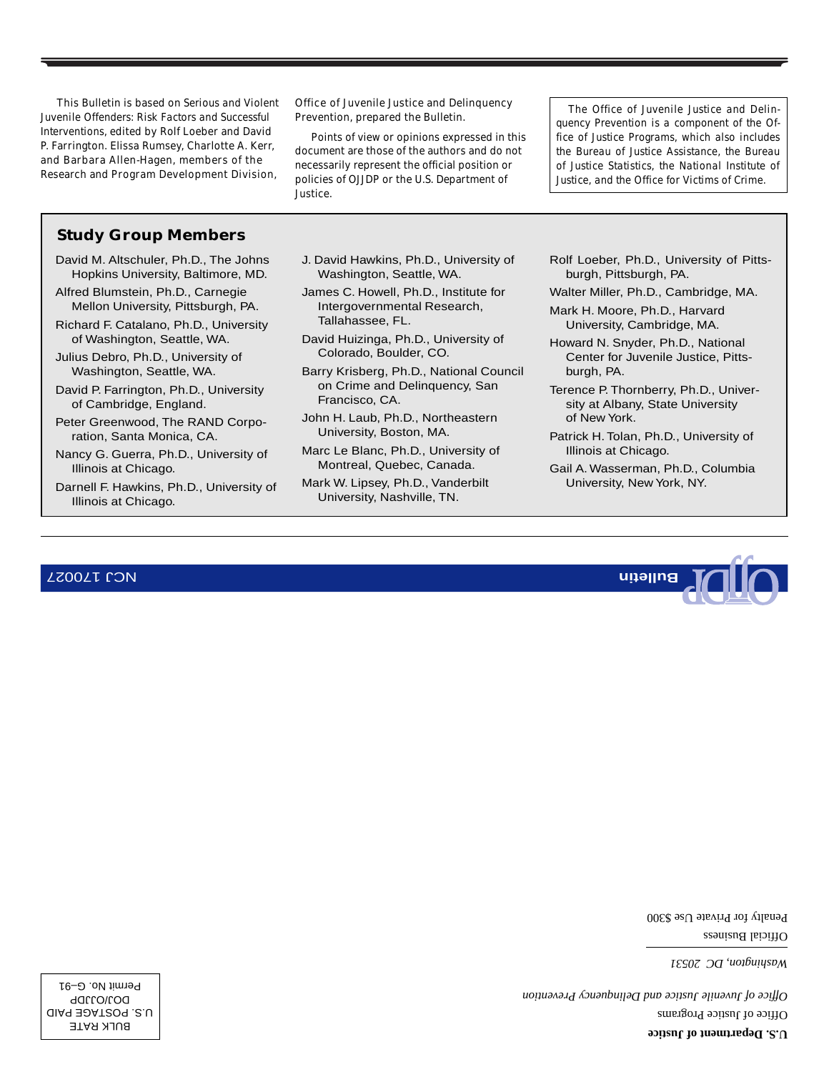This Bulletin is based on Serious and Violent Juvenile Offenders: Risk Factors and Successful Interventions, edited by Rolf Loeber and David P. Farrington. Elissa Rumsey, Charlotte A. Kerr, and Barbara Allen-Hagen, members of the Research and Program Development Division, Office of Juvenile Justice and Delinquency Prevention, prepared the Bulletin.

Points of view or opinions expressed in this document are those of the authors and do not necessarily represent the official position or policies of OJJDP or the U.S. Department of Justice.

The Office of Juvenile Justice and Delinquency Prevention is a component of the Office of Justice Programs, which also includes the Bureau of Justice Assistance, the Bureau of Justice Statistics, the National Institute of Justice, and the Office for Victims of Crime.

## Study Group Members

David M. Altschuler, Ph.D., The Johns Hopkins University, Baltimore, MD.

Alfred Blumstein, Ph.D., Carnegie Mellon University, Pittsburgh, PA.

Richard F. Catalano, Ph.D., University of Washington, Seattle, WA.

Julius Debro, Ph.D., University of Washington, Seattle, WA.

David P. Farrington, Ph.D., University of Cambridge, England.

Peter Greenwood, The RAND Corporation, Santa Monica, CA.

Nancy G. Guerra, Ph.D., University of Illinois at Chicago.

Darnell F. Hawkins, Ph.D., University of Illinois at Chicago.

J. David Hawkins, Ph.D., University of Washington, Seattle, WA.

James C. Howell, Ph.D., Institute for Intergovernmental Research, Tallahassee, FL.

David Huizinga, Ph.D., University of Colorado, Boulder, CO.

Barry Krisberg, Ph.D., National Council on Crime and Delinquency, San Francisco, CA.

John H. Laub, Ph.D., Northeastern University, Boston, MA.

Marc Le Blanc, Ph.D., University of Montreal, Quebec, Canada.

Mark W. Lipsey, Ph.D., Vanderbilt University, Nashville, TN.

Rolf Loeber, Ph.D., University of Pittsburgh, Pittsburgh, PA.

Walter Miller, Ph.D., Cambridge, MA.

Mark H. Moore, Ph.D., Harvard University, Cambridge, MA.

Howard N. Snyder, Ph.D., National Center for Juvenile Justice, Pittsburgh, PA.

Terence P. Thornberry, Ph.D., University at Albany, State University of New York.

Patrick H. Tolan, Ph.D., University of Illinois at Chicago.

Gail A. Wasserman, Ph.D., Columbia University, New York, NY.

OJJDP Bulletin

NCJ 170027

**U.S. Department of Justice**

Office of Justice Programs

*Office of Juvenile Justice and Delinquency Prevention*

*Washington, DC 20531*

Official Business

Penalty for Private Use $300

BULK RATE
U.S. POSTAGE PAID
DOJ/OJJDP
Permit No. G–91